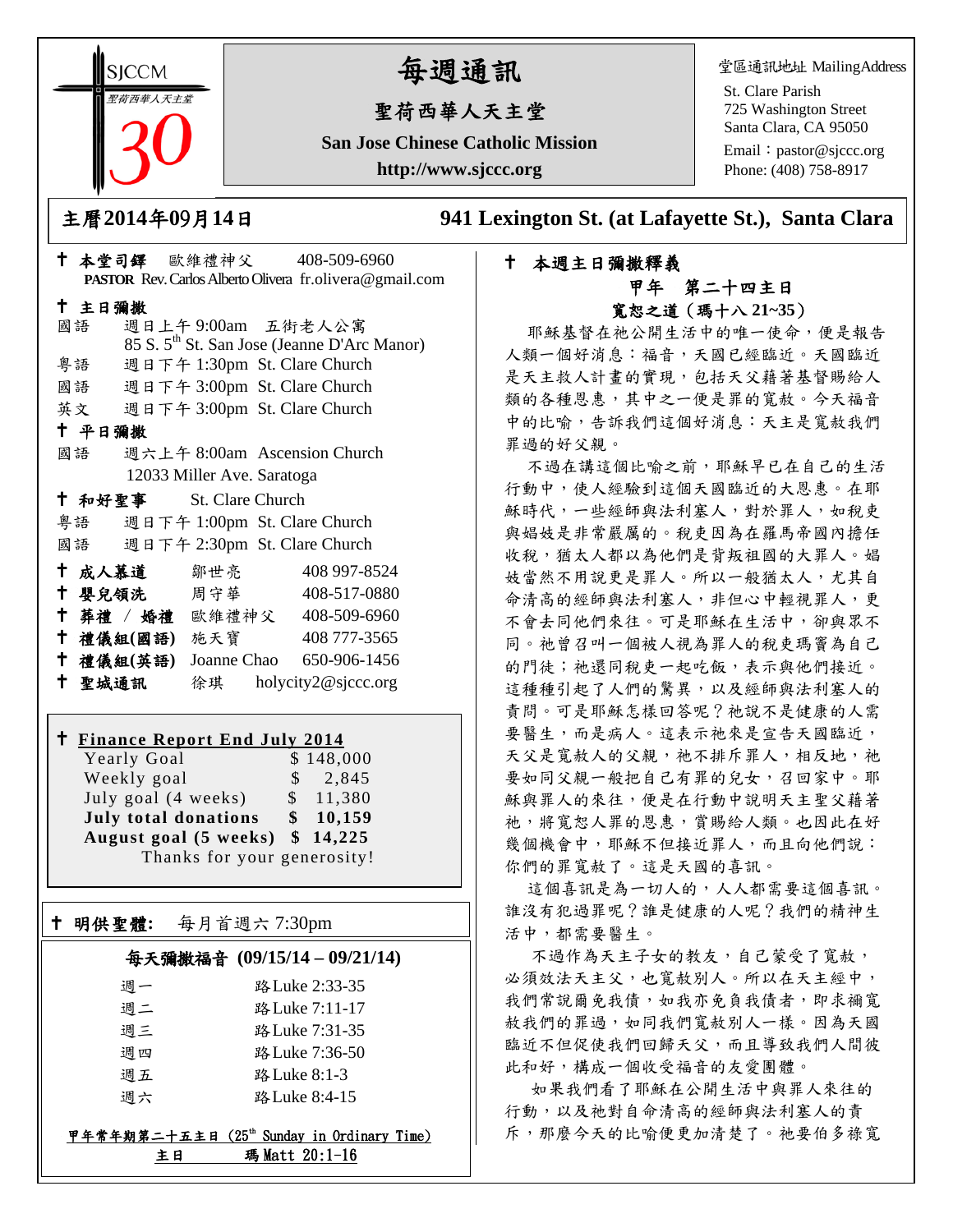SJCCM 聖荷西華人天主堂 30

# 每週通訊

## 聖荷西華人天主堂

**San Jose Chinese Catholic Mission**

**http://www.sjccc.org**

堂區通訊地址 MailingAddress
St. Clare Parish
725 Washington Street
Santa Clara, CA 95050
Email：pastor@sjccc.org
Phone: (408) 758-8917

**主曆2014年09月14日**　　**941 Lexington St. (at Lafayette St.), Santa Clara**

✝ **本堂司鐸** 歐維禮神父 408-509-6960
**PASTOR** Rev. Carlos Alberto Olivera fr.olivera@gmail.com

✝ **主日彌撒**
國語 週日上午 9:00am 五街老人公寓
85 S. 5th St. San Jose (Jeanne D'Arc Manor)
粵語 週日下午 1:30pm St. Clare Church
國語 週日下午 3:00pm St. Clare Church
英文 週日下午 3:00pm St. Clare Church

✝ **平日彌撒**
國語 週六上午 8:00am Ascension Church
12033 Miller Ave. Saratoga

✝ **和好聖事** St. Clare Church
粵語 週日下午 1:00pm St. Clare Church
國語 週日下午 2:30pm St. Clare Church

✝ **成人慕道** 鄒世亮 408 997-8524
✝ **嬰兒領洗** 周守華 408-517-0880
✝ **葬禮 / 婚禮** 歐維禮神父 408-509-6960
✝ **禮儀組(國語)** 施天寶 408 777-3565
✝ **禮儀組(英語)** Joanne Chao 650-906-1456
✝ **聖城通訊** 徐琪 holycity2@sjccc.org

✝ **Finance Report End July 2014**

| | |
|---|---|
| Yearly Goal | $ 148,000 |
| Weekly goal | $ 2,845 |
| July goal (4 weeks) | $ 11,380 |
| **July total donations** | **$ 10,159** |
| **August goal (5 weeks)** | **$ 14,225** |

Thanks for your generosity!

✝ **明供聖體:** 每月首週六 7:30pm

**每天彌撒福音 (09/15/14 – 09/21/14)**

| | |
|---|---|
| 週一 | 路Luke 2:33-35 |
| 週二 | 路Luke 7:11-17 |
| 週三 | 路Luke 7:31-35 |
| 週四 | 路Luke 7:36-50 |
| 週五 | 路Luke 8:1-3 |
| 週六 | 路Luke 8:4-15 |

**甲年常年期第二十五主日 (25th Sunday in Ordinary Time)**
**主日 瑪Matt 20:1-16**

✝ **本週主日彌撒釋義**

**甲年 第二十四主日**
**寬恕之道（瑪十八 21~35）**

耶穌基督在祂公開生活中的唯一使命，便是報告人類一個好消息：福音，天國已經臨近。天國臨近是天主救人計畫的實現，包括天父藉著基督賜給人類的各種恩惠，其中之一便是罪的寬赦。今天福音中的比喻，告訴我們這個好消息：天主是寬赦我們罪過的好父親。

不過在講這個比喻之前，耶穌早已在自己的生活行動中，使人經驗到這個天國臨近的大恩惠。在耶穌時代，一些經師與法利塞人，對於罪人，如稅吏與娼妓是非常嚴厲的。稅吏因為在羅馬帝國內擔任收稅，猶太人都以為他們是背叛祖國的大罪人。娼妓當然不用說更是罪人。所以一般猶太人，尤其自命清高的經師與法利塞人，非但心中輕視罪人，更不會去同他們來往。可是耶穌在生活中，卻與眾不同。祂曾召叫一個被人視為罪人的稅吏瑪竇為自己的門徒；祂還同稅吏一起吃飯，表示與他們接近。這種種引起了人們的驚異，以及經師與法利塞人的責問。可是耶穌怎樣回答呢？祂說不是健康的人需要醫生，而是病人。這表示祂來是宣告天國臨近，天父是寬赦人的父親，祂不排斥罪人，相反地，祂要如同父親一般把自己有罪的兒女，召回家中。耶穌與罪人的來往，便是在行動中說明天主聖父藉著祂，將寬恕人罪的恩惠，賞賜給人類。也因此在好幾個機會中，耶穌不但接近罪人，而且向他們說：你們的罪寬赦了。這是天國的喜訊。

這個喜訊是為一切人的，人人都需要這個喜訊。誰沒有犯過罪呢？誰是健康的人呢？我們的精神生活中，都需要醫生。

不過作為天主子女的教友，自己蒙受了寬赦，必須效法天主父，也寬赦別人。所以在天主經中，我們常說爾免我債，如我亦免負我債者，即求禰寬赦我們的罪過，如同我們寬赦別人一樣。因為天國臨近不但促使我們回歸天父，而且導致我們人間彼此和好，構成一個收受福音的友愛團體。

如果我們看了耶穌在公開生活中與罪人來往的行動，以及祂對自命清高的經師與法利塞人的責斥，那麼今天的比喻便更加清楚了。祂要伯多祿寬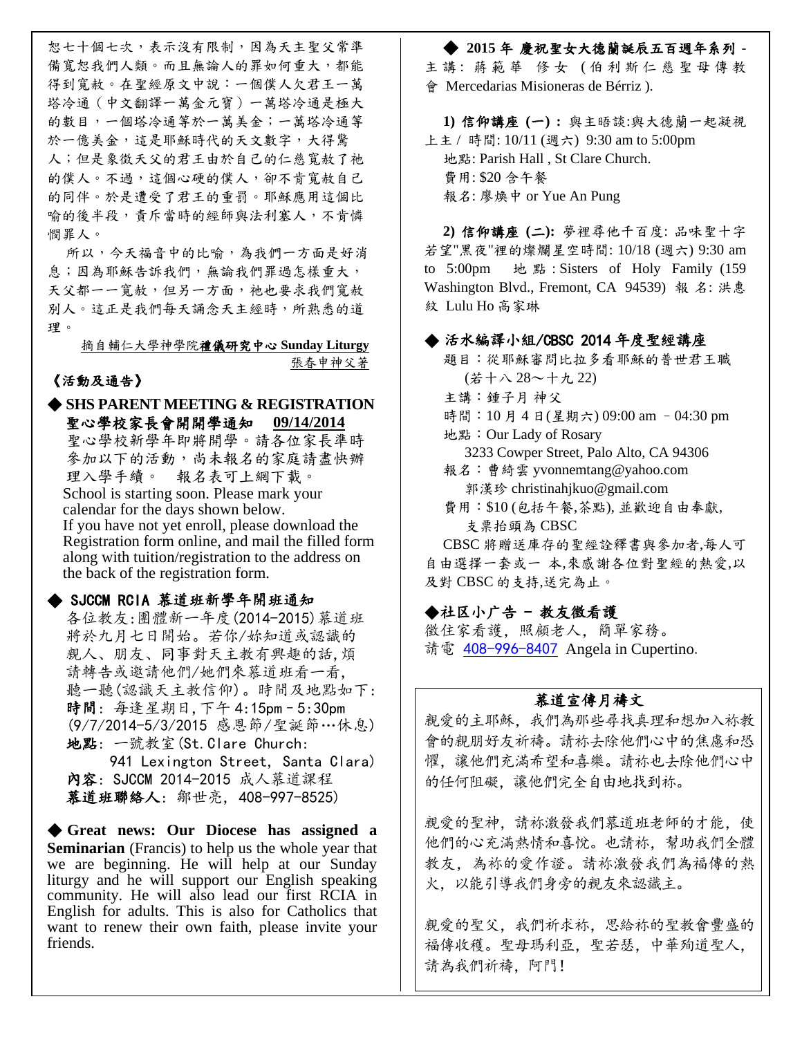恕七十個七次，表示沒有限制，因為天主聖父常準備寬恕我們人類。而且無論人的罪如何重大，都能得到寬赦。在聖經原文中說：一個僕人欠君王一萬塔冷通（中文翻譯一萬金元寶）一萬塔冷通是極大的數目，一個塔冷通等於一萬美金；一萬塔冷通等於一億美金，這是耶穌時代的天文數字，大得驚人；但是象徵天父的君王由於自己的仁慈寬赦了祂的僕人。不過，這個心硬的僕人，卻不肯寬赦自己的同伴。於是遭受了君王的重罰。耶穌應用這個比喻的後半段，責斥當時的經師與法利塞人，不肯憐憫罪人。

所以，今天福音中的比喻，為我們一方面是好消息；因為耶穌告訴我們，無論我們罪過怎樣重大，天父都一一寬赦，但另一方面，祂也要求我們寬赦別人。這正是我們每天誦念天主經時，所熟悉的道理。

摘自輔仁大學神學院**禮儀研究中心 Sunday Liturgy**
張春申神父著

## 《活動及通告》

### ◆ SHS PARENT MEETING & REGISTRATION
**聖心學校家長會開開學通知 09/14/2014**

聖心學校新學年即將開學。請各位家長準時參加以下的活動，尚未報名的家庭請盡快辦理入學手續。 報名表可上網下載。

School is starting soon. Please mark your calendar for the days shown below.
If you have not yet enroll, please download the Registration form online, and mail the filled form along with tuition/registration to the address on the back of the registration form.

### ◆ SJCCM RCIA 慕道班新學年開班通知

各位教友:團體新一年度(2014-2015)慕道班將於九月七日開始。若你/妳知道或認識的親人、朋友、同事對天主教有興趣的話,煩請轉告或邀請他們/她們來慕道班看一看,聽一聽(認識天主教信仰)。時間及地點如下:

**時間**: 每逢星期日,下午 4:15pm–5:30pm (9/7/2014-5/3/2015 感恩節/聖誕節…休息)
**地點**: 一號教室(St.Clare Church: 941 Lexington Street, Santa Clara)
**內容**: SJCCM 2014-2015 成人慕道課程
**慕道班聯絡人**: 鄒世亮, 408-997-8525)

◆ **Great news: Our Diocese has assigned a Seminarian** (Francis) to help us the whole year that we are beginning. He will help at our Sunday liturgy and he will support our English speaking community. He will also lead our first RCIA in English for adults. This is also for Catholics that want to renew their own faith, please invite your friends.

### ◆ 2015 年 慶祝聖女大德蘭誕辰五百週年系列 -
主講: 蔣範華 修女 (伯利斯仁慈聖母傳教會 Mercedarias Misioneras de Bérriz ).

**1) 信仰講座 (一)：**與主晤談:與大德蘭一起凝視上主 / 時間: 10/11 (週六) 9:30 am to 5:00pm
地點: Parish Hall , St Clare Church.
費用: $20 含午餐
報名: 廖煥中 or Yue An Pung

**2) 信仰講座 (二):** 夢裡尋他千百度: 品味聖十字若望"黑夜"裡的燦爛星空時間: 10/18 (週六) 9:30 am to 5:00pm 地點: Sisters of Holy Family (159 Washington Blvd., Fremont, CA 94539) 報名: 洪惠紋 Lulu Ho 高家琳

### ◆ 活水編譯小組/CBSC 2014 年度聖經講座

題目：從耶穌審問比拉多看耶穌的普世君王職(若十八 28～十九 22)
主講：鍾子月 神父
時間：10 月 4 日(星期六) 09:00 am – 04:30 pm
地點：Our Lady of Rosary
3233 Cowper Street, Palo Alto, CA 94306
報名：曹綺雲 yvonnemtang@yahoo.com
郭漢珍 christinahjkuo@gmail.com
費用：$10 (包括午餐,茶點), 並歡迎自由奉獻, 支票抬頭為 CBSC

CBSC 將贈送庫存的聖經詮釋書與參加者,每人可自由選擇一套或一 本,來感謝各位對聖經的熱愛,以及對 CBSC 的支持,送完為止。

### ◆社区小广告 - 教友徵看護

徵住家看護，照顧老人，簡單家務。
請電 408-996-8407 Angela in Cupertino.

### 慕道宣傳月禱文

親愛的主耶穌，我們為那些尋找真理和想加入祢教會的親朋好友祈禱。請祢去除他們心中的焦慮和恐懼，讓他們充滿希望和喜樂。請祢也去除他們心中的任何阻礙，讓他們完全自由地找到祢。

親愛的聖神，請祢激發我們慕道班老師的才能，使他們的心充滿熱情和喜悅。也請祢，幫助我們全體教友，為祢的愛作證。請祢激發我們為福傳的熱火，以能引導我們身旁的親友來認識主。

親愛的聖父，我們祈求祢，恩給祢的聖教會豐盛的福傳收穫。聖母瑪利亞，聖若瑟，中華殉道聖人，請為我們祈禱，阿門!